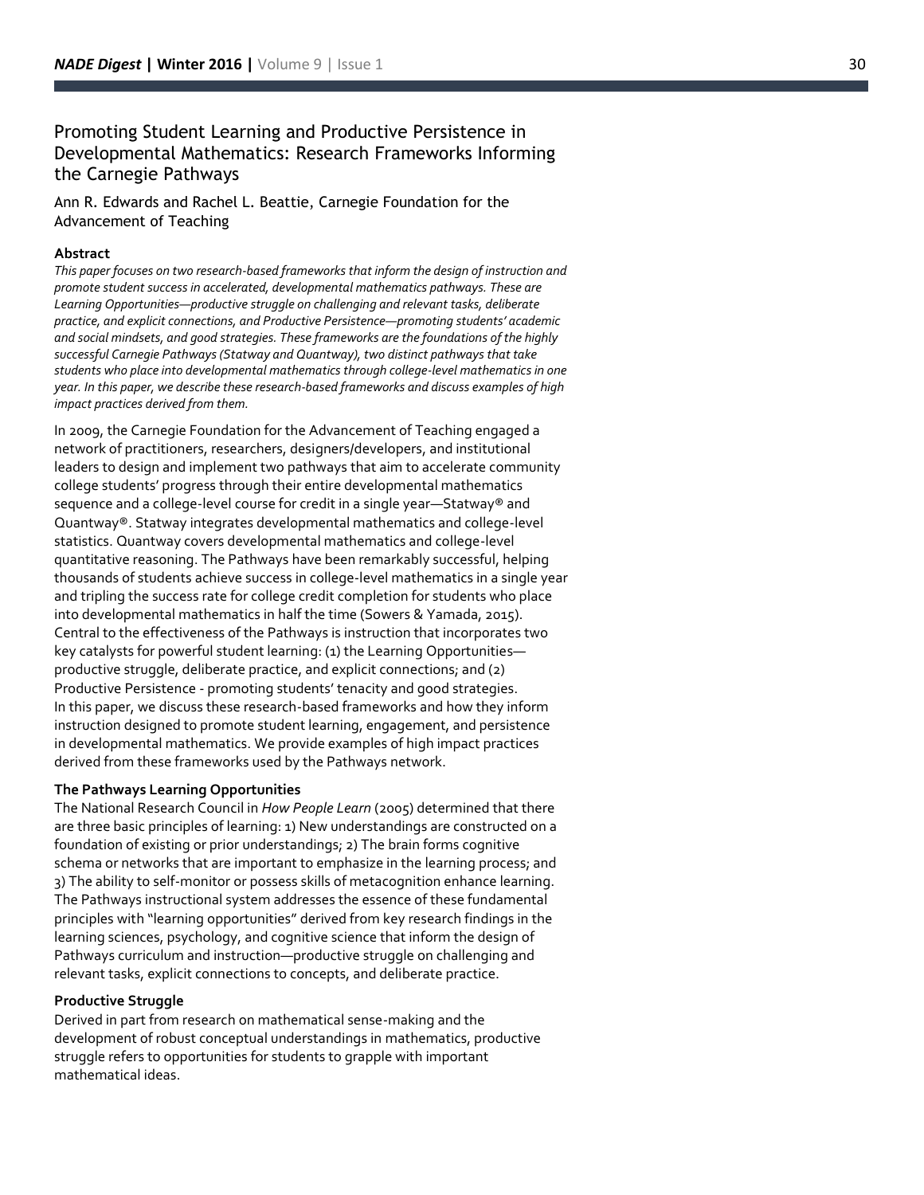# Promoting Student Learning and Productive Persistence in Developmental Mathematics: Research Frameworks Informing the Carnegie Pathways

Ann R. Edwards and Rachel L. Beattie, Carnegie Foundation for the Advancement of Teaching

### Abstract

*This paper focuses on two research-based frameworks that inform the design of instruction and promote student success in accelerated, developmental mathematics pathways. These are Learning Opportunities—productive struggle on challenging and relevant tasks, deliberate practice, and explicit connections, and Productive Persistence—promoting students' academic and social mindsets, and good strategies. These frameworks are the foundations of the highly successful Carnegie Pathways (Statway and Quantway), two distinct pathways that take students who place into developmental mathematics through college-level mathematics in one year. In this paper, we describe these research-based frameworks and discuss examples of high impact practices derived from them.*

In 2009, the Carnegie Foundation for the Advancement of Teaching engaged a network of practitioners, researchers, designers/developers, and institutional leaders to design and implement two pathways that aim to accelerate community college students' progress through their entire developmental mathematics sequence and a college-level course for credit in a single year—Statway® and Quantway®. Statway integrates developmental mathematics and college-level statistics. Quantway covers developmental mathematics and college-level quantitative reasoning. The Pathways have been remarkably successful, helping thousands of students achieve success in college-level mathematics in a single year and tripling the success rate for college credit completion for students who place into developmental mathematics in half the time (Sowers & Yamada, 2015). Central to the effectiveness of the Pathways is instruction that incorporates two key catalysts for powerful student learning: (1) the Learning Opportunities—productive struggle, deliberate practice, and explicit connections; and (2) Productive Persistence - promoting students' tenacity and good strategies. In this paper, we discuss these research-based frameworks and how they inform instruction designed to promote student learning, engagement, and persistence in developmental mathematics. We provide examples of high impact practices derived from these frameworks used by the Pathways network.

### The Pathways Learning Opportunities

The National Research Council in *How People Learn* (2005) determined that there are three basic principles of learning: 1) New understandings are constructed on a foundation of existing or prior understandings; 2) The brain forms cognitive schema or networks that are important to emphasize in the learning process; and 3) The ability to self-monitor or possess skills of metacognition enhance learning. The Pathways instructional system addresses the essence of these fundamental principles with "learning opportunities" derived from key research findings in the learning sciences, psychology, and cognitive science that inform the design of Pathways curriculum and instruction—productive struggle on challenging and relevant tasks, explicit connections to concepts, and deliberate practice.

### Productive Struggle

Derived in part from research on mathematical sense-making and the development of robust conceptual understandings in mathematics, productive struggle refers to opportunities for students to grapple with important mathematical ideas.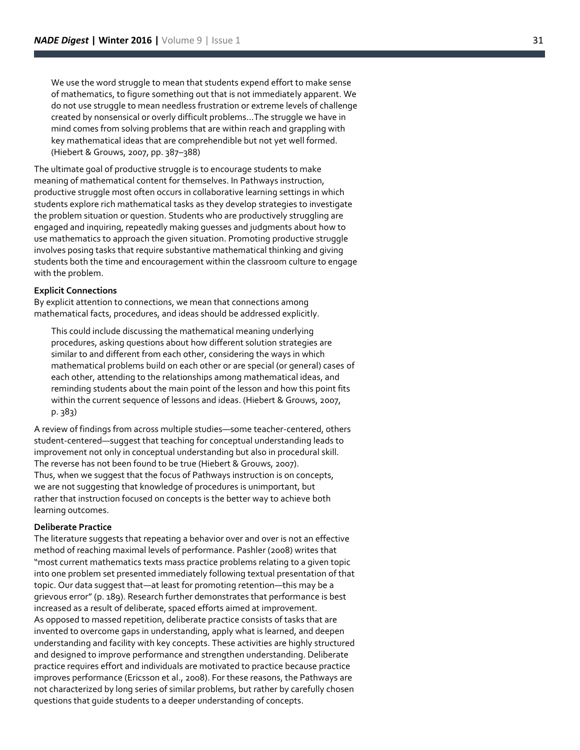> We use the word struggle to mean that students expend effort to make sense of mathematics, to figure something out that is not immediately apparent. We do not use struggle to mean needless frustration or extreme levels of challenge created by nonsensical or overly difficult problems…The struggle we have in mind comes from solving problems that are within reach and grappling with key mathematical ideas that are comprehendible but not yet well formed. (Hiebert & Grouws, 2007, pp. 387–388)

The ultimate goal of productive struggle is to encourage students to make meaning of mathematical content for themselves. In Pathways instruction, productive struggle most often occurs in collaborative learning settings in which students explore rich mathematical tasks as they develop strategies to investigate the problem situation or question. Students who are productively struggling are engaged and inquiring, repeatedly making guesses and judgments about how to use mathematics to approach the given situation. Promoting productive struggle involves posing tasks that require substantive mathematical thinking and giving students both the time and encouragement within the classroom culture to engage with the problem.

**Explicit Connections**

By explicit attention to connections, we mean that connections among mathematical facts, procedures, and ideas should be addressed explicitly.

> This could include discussing the mathematical meaning underlying procedures, asking questions about how different solution strategies are similar to and different from each other, considering the ways in which mathematical problems build on each other or are special (or general) cases of each other, attending to the relationships among mathematical ideas, and reminding students about the main point of the lesson and how this point fits within the current sequence of lessons and ideas. (Hiebert & Grouws, 2007, p. 383)

A review of findings from across multiple studies—some teacher-centered, others student-centered—suggest that teaching for conceptual understanding leads to improvement not only in conceptual understanding but also in procedural skill. The reverse has not been found to be true (Hiebert & Grouws, 2007). Thus, when we suggest that the focus of Pathways instruction is on concepts, we are not suggesting that knowledge of procedures is unimportant, but rather that instruction focused on concepts is the better way to achieve both learning outcomes.

**Deliberate Practice**

The literature suggests that repeating a behavior over and over is not an effective method of reaching maximal levels of performance. Pashler (2008) writes that "most current mathematics texts mass practice problems relating to a given topic into one problem set presented immediately following textual presentation of that topic. Our data suggest that—at least for promoting retention—this may be a grievous error" (p. 189). Research further demonstrates that performance is best increased as a result of deliberate, spaced efforts aimed at improvement. As opposed to massed repetition, deliberate practice consists of tasks that are invented to overcome gaps in understanding, apply what is learned, and deepen understanding and facility with key concepts. These activities are highly structured and designed to improve performance and strengthen understanding. Deliberate practice requires effort and individuals are motivated to practice because practice improves performance (Ericsson et al., 2008). For these reasons, the Pathways are not characterized by long series of similar problems, but rather by carefully chosen questions that guide students to a deeper understanding of concepts.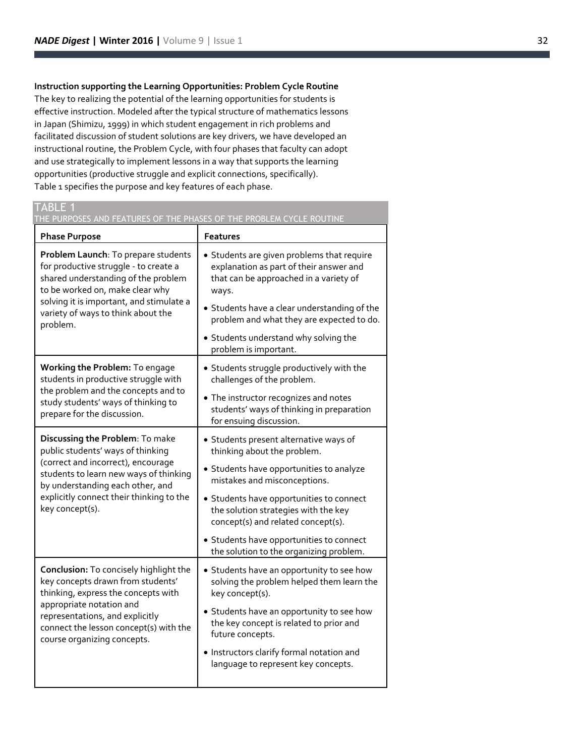**Instruction supporting the Learning Opportunities: Problem Cycle Routine**

The key to realizing the potential of the learning opportunities for students is effective instruction. Modeled after the typical structure of mathematics lessons in Japan (Shimizu, 1999) in which student engagement in rich problems and facilitated discussion of student solutions are key drivers, we have developed an instructional routine, the Problem Cycle, with four phases that faculty can adopt and use strategically to implement lessons in a way that supports the learning opportunities (productive struggle and explicit connections, specifically). Table 1 specifies the purpose and key features of each phase.

TABLE 1
THE PURPOSES AND FEATURES OF THE PHASES OF THE PROBLEM CYCLE ROUTINE

| Phase Purpose | Features |
| --- | --- |
| **Problem Launch**: To prepare students for productive struggle - to create a shared understanding of the problem to be worked on, make clear why solving it is important, and stimulate a variety of ways to think about the problem. | • Students are given problems that require explanation as part of their answer and that can be approached in a variety of ways.<br>• Students have a clear understanding of the problem and what they are expected to do.<br>• Students understand why solving the problem is important. |
| **Working the Problem:** To engage students in productive struggle with the problem and the concepts and to study students' ways of thinking to prepare for the discussion. | • Students struggle productively with the challenges of the problem.<br>• The instructor recognizes and notes students' ways of thinking in preparation for ensuing discussion. |
| **Discussing the Problem**: To make public students' ways of thinking (correct and incorrect), encourage students to learn new ways of thinking by understanding each other, and explicitly connect their thinking to the key concept(s). | • Students present alternative ways of thinking about the problem.<br>• Students have opportunities to analyze mistakes and misconceptions.<br>• Students have opportunities to connect the solution strategies with the key concept(s) and related concept(s).<br>• Students have opportunities to connect the solution to the organizing problem. |
| **Conclusion:** To concisely highlight the key concepts drawn from students' thinking, express the concepts with appropriate notation and representations, and explicitly connect the lesson concept(s) with the course organizing concepts. | • Students have an opportunity to see how solving the problem helped them learn the key concept(s).<br>• Students have an opportunity to see how the key concept is related to prior and future concepts.<br>• Instructors clarify formal notation and language to represent key concepts. |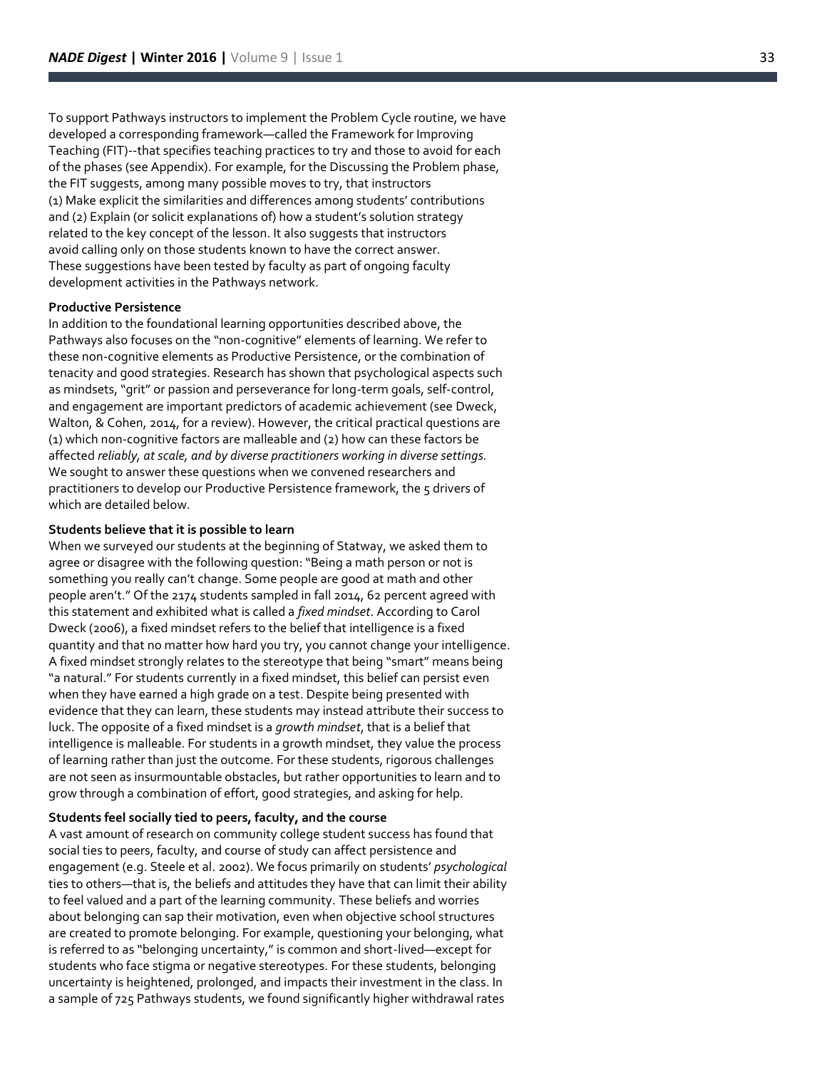To support Pathways instructors to implement the Problem Cycle routine, we have developed a corresponding framework—called the Framework for Improving Teaching (FIT)--that specifies teaching practices to try and those to avoid for each of the phases (see Appendix). For example, for the Discussing the Problem phase, the FIT suggests, among many possible moves to try, that instructors (1) Make explicit the similarities and differences among students' contributions and (2) Explain (or solicit explanations of) how a student's solution strategy related to the key concept of the lesson. It also suggests that instructors avoid calling only on those students known to have the correct answer. These suggestions have been tested by faculty as part of ongoing faculty development activities in the Pathways network.

**Productive Persistence**

In addition to the foundational learning opportunities described above, the Pathways also focuses on the "non-cognitive" elements of learning. We refer to these non-cognitive elements as Productive Persistence, or the combination of tenacity and good strategies. Research has shown that psychological aspects such as mindsets, "grit" or passion and perseverance for long-term goals, self-control, and engagement are important predictors of academic achievement (see Dweck, Walton, & Cohen, 2014, for a review). However, the critical practical questions are (1) which non-cognitive factors are malleable and (2) how can these factors be affected *reliably, at scale, and by diverse practitioners working in diverse settings.* We sought to answer these questions when we convened researchers and practitioners to develop our Productive Persistence framework, the 5 drivers of which are detailed below.

**Students believe that it is possible to learn**

When we surveyed our students at the beginning of Statway, we asked them to agree or disagree with the following question: "Being a math person or not is something you really can't change. Some people are good at math and other people aren't." Of the 2174 students sampled in fall 2014, 62 percent agreed with this statement and exhibited what is called a *fixed mindset*. According to Carol Dweck (2006), a fixed mindset refers to the belief that intelligence is a fixed quantity and that no matter how hard you try, you cannot change your intelligence. A fixed mindset strongly relates to the stereotype that being "smart" means being "a natural." For students currently in a fixed mindset, this belief can persist even when they have earned a high grade on a test. Despite being presented with evidence that they can learn, these students may instead attribute their success to luck. The opposite of a fixed mindset is a *growth mindset*, that is a belief that intelligence is malleable. For students in a growth mindset, they value the process of learning rather than just the outcome. For these students, rigorous challenges are not seen as insurmountable obstacles, but rather opportunities to learn and to grow through a combination of effort, good strategies, and asking for help.

**Students feel socially tied to peers, faculty, and the course**

A vast amount of research on community college student success has found that social ties to peers, faculty, and course of study can affect persistence and engagement (e.g. Steele et al. 2002). We focus primarily on students' *psychological* ties to others—that is, the beliefs and attitudes they have that can limit their ability to feel valued and a part of the learning community. These beliefs and worries about belonging can sap their motivation, even when objective school structures are created to promote belonging. For example, questioning your belonging, what is referred to as "belonging uncertainty," is common and short-lived—except for students who face stigma or negative stereotypes. For these students, belonging uncertainty is heightened, prolonged, and impacts their investment in the class. In a sample of 725 Pathways students, we found significantly higher withdrawal rates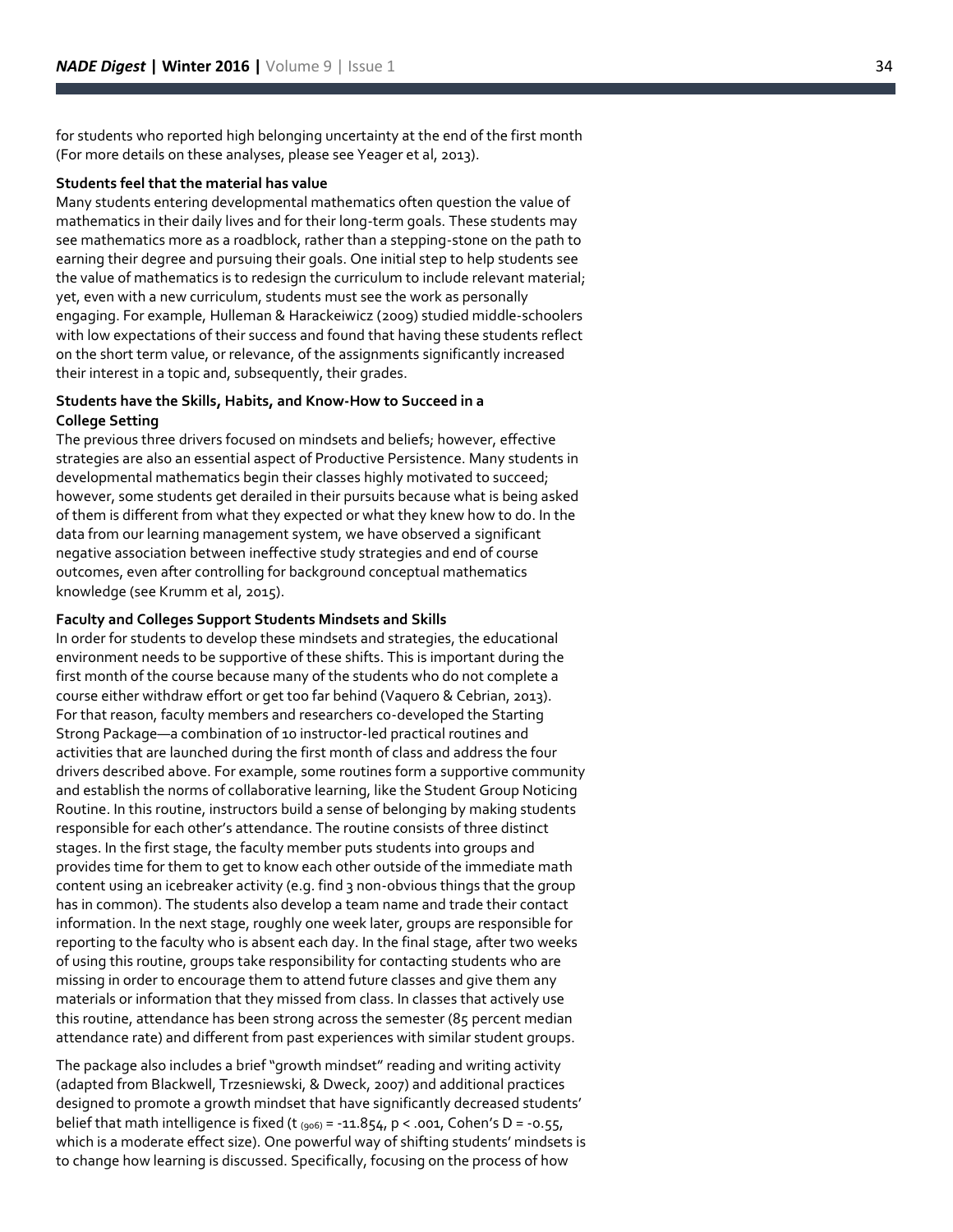for students who reported high belonging uncertainty at the end of the first month (For more details on these analyses, please see Yeager et al, 2013).

**Students feel that the material has value**

Many students entering developmental mathematics often question the value of mathematics in their daily lives and for their long-term goals. These students may see mathematics more as a roadblock, rather than a stepping-stone on the path to earning their degree and pursuing their goals. One initial step to help students see the value of mathematics is to redesign the curriculum to include relevant material; yet, even with a new curriculum, students must see the work as personally engaging. For example, Hulleman & Harackeiwicz (2009) studied middle-schoolers with low expectations of their success and found that having these students reflect on the short term value, or relevance, of the assignments significantly increased their interest in a topic and, subsequently, their grades.

**Students have the Skills, Habits, and Know-How to Succeed in a College Setting**

The previous three drivers focused on mindsets and beliefs; however, effective strategies are also an essential aspect of Productive Persistence. Many students in developmental mathematics begin their classes highly motivated to succeed; however, some students get derailed in their pursuits because what is being asked of them is different from what they expected or what they knew how to do. In the data from our learning management system, we have observed a significant negative association between ineffective study strategies and end of course outcomes, even after controlling for background conceptual mathematics knowledge (see Krumm et al, 2015).

**Faculty and Colleges Support Students Mindsets and Skills**

In order for students to develop these mindsets and strategies, the educational environment needs to be supportive of these shifts. This is important during the first month of the course because many of the students who do not complete a course either withdraw effort or get too far behind (Vaquero & Cebrian, 2013). For that reason, faculty members and researchers co-developed the Starting Strong Package—a combination of 10 instructor-led practical routines and activities that are launched during the first month of class and address the four drivers described above. For example, some routines form a supportive community and establish the norms of collaborative learning, like the Student Group Noticing Routine. In this routine, instructors build a sense of belonging by making students responsible for each other's attendance. The routine consists of three distinct stages. In the first stage, the faculty member puts students into groups and provides time for them to get to know each other outside of the immediate math content using an icebreaker activity (e.g. find 3 non-obvious things that the group has in common). The students also develop a team name and trade their contact information. In the next stage, roughly one week later, groups are responsible for reporting to the faculty who is absent each day. In the final stage, after two weeks of using this routine, groups take responsibility for contacting students who are missing in order to encourage them to attend future classes and give them any materials or information that they missed from class. In classes that actively use this routine, attendance has been strong across the semester (85 percent median attendance rate) and different from past experiences with similar student groups.

The package also includes a brief "growth mindset" reading and writing activity (adapted from Blackwell, Trzesniewski, & Dweck, 2007) and additional practices designed to promote a growth mindset that have significantly decreased students' belief that math intelligence is fixed ($t_{(906)} = -11.854$, $p < .001$, Cohen's D = -0.55, which is a moderate effect size). One powerful way of shifting students' mindsets is to change how learning is discussed. Specifically, focusing on the process of how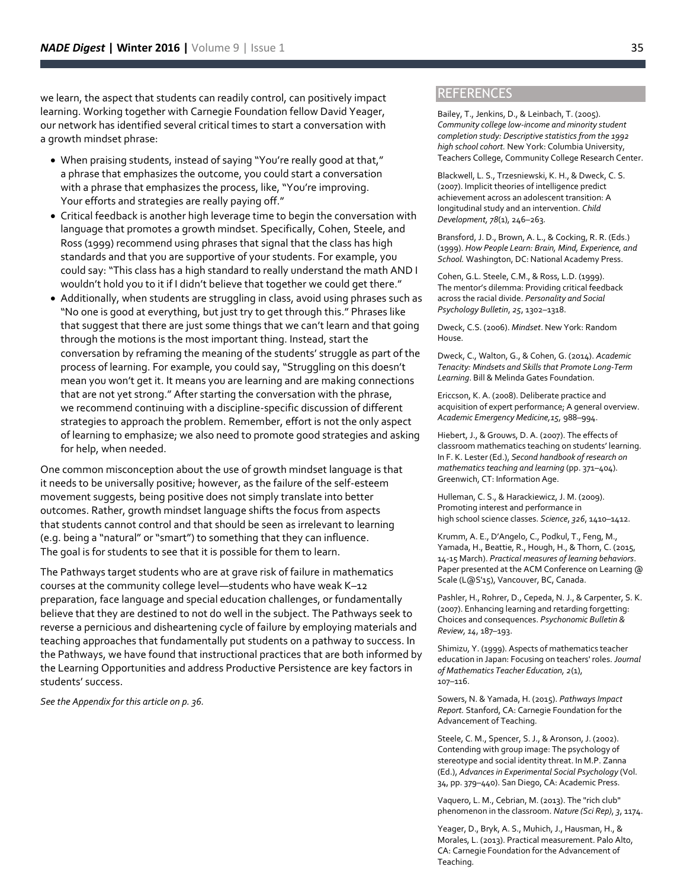we learn, the aspect that students can readily control, can positively impact learning. Working together with Carnegie Foundation fellow David Yeager, our network has identified several critical times to start a conversation with a growth mindset phrase:

- When praising students, instead of saying "You're really good at that," a phrase that emphasizes the outcome, you could start a conversation with a phrase that emphasizes the process, like, "You're improving. Your efforts and strategies are really paying off."
- Critical feedback is another high leverage time to begin the conversation with language that promotes a growth mindset. Specifically, Cohen, Steele, and Ross (1999) recommend using phrases that signal that the class has high standards and that you are supportive of your students. For example, you could say: "This class has a high standard to really understand the math AND I wouldn't hold you to it if I didn't believe that together we could get there."
- Additionally, when students are struggling in class, avoid using phrases such as "No one is good at everything, but just try to get through this." Phrases like that suggest that there are just some things that we can't learn and that going through the motions is the most important thing. Instead, start the conversation by reframing the meaning of the students' struggle as part of the process of learning. For example, you could say, "Struggling on this doesn't mean you won't get it. It means you are learning and are making connections that are not yet strong." After starting the conversation with the phrase, we recommend continuing with a discipline-specific discussion of different strategies to approach the problem. Remember, effort is not the only aspect of learning to emphasize; we also need to promote good strategies and asking for help, when needed.

One common misconception about the use of growth mindset language is that it needs to be universally positive; however, as the failure of the self-esteem movement suggests, being positive does not simply translate into better outcomes. Rather, growth mindset language shifts the focus from aspects that students cannot control and that should be seen as irrelevant to learning (e.g. being a "natural" or "smart") to something that they can influence. The goal is for students to see that it is possible for them to learn.

The Pathways target students who are at grave risk of failure in mathematics courses at the community college level—students who have weak K–12 preparation, face language and special education challenges, or fundamentally believe that they are destined to not do well in the subject. The Pathways seek to reverse a pernicious and disheartening cycle of failure by employing materials and teaching approaches that fundamentally put students on a pathway to success. In the Pathways, we have found that instructional practices that are both informed by the Learning Opportunities and address Productive Persistence are key factors in students' success.

*See the Appendix for this article on p. 36.*

## REFERENCES

Bailey, T., Jenkins, D., & Leinbach, T. (2005). *Community college low-income and minority student completion study: Descriptive statistics from the 1992 high school cohort.* New York: Columbia University, Teachers College, Community College Research Center.

Blackwell, L. S., Trzesniewski, K. H., & Dweck, C. S. (2007). Implicit theories of intelligence predict achievement across an adolescent transition: A longitudinal study and an intervention. *Child Development*, *78*(1), 246–263.

Bransford, J. D., Brown, A. L., & Cocking, R. R. (Eds.) (1999). *How People Learn: Brain, Mind, Experience, and School.* Washington, DC: National Academy Press.

Cohen, G.L. Steele, C.M., & Ross, L.D. (1999). The mentor's dilemma: Providing critical feedback across the racial divide. *Personality and Social Psychology Bulletin*, *25*, 1302–1318.

Dweck, C.S. (2006). *Mindset*. New York: Random House.

Dweck, C., Walton, G., & Cohen, G. (2014). *Academic Tenacity: Mindsets and Skills that Promote Long-Term Learning*. Bill & Melinda Gates Foundation.

Ericcson, K. A. (2008). Deliberate practice and acquisition of expert performance; A general overview. *Academic Emergency Medicine,15,* 988–994.

Hiebert, J., & Grouws, D. A. (2007). The effects of classroom mathematics teaching on students' learning. In F. K. Lester (Ed.), *Second handbook of research on mathematics teaching and learning* (pp. 371–404). Greenwich, CT: Information Age.

Hulleman, C. S., & Harackiewicz, J. M. (2009). Promoting interest and performance in high school science classes. *Science*, *326*, 1410–1412.

Krumm, A. E., D'Angelo, C., Podkul, T., Feng, M., Yamada, H., Beattie, R., Hough, H., & Thorn, C. (2015, 14-15 March). *Practical measures of learning behaviors*. Paper presented at the ACM Conference on Learning @ Scale (L@S'15), Vancouver, BC, Canada.

Pashler, H., Rohrer, D., Cepeda, N. J., & Carpenter, S. K. (2007). Enhancing learning and retarding forgetting: Choices and consequences. *Psychonomic Bulletin & Review*, *14*, 187–193.

Shimizu, Y. (1999). Aspects of mathematics teacher education in Japan: Focusing on teachers' roles. *Journal of Mathematics Teacher Education, 2*(1), 107–116.

Sowers, N. & Yamada, H. (2015). *Pathways Impact Report.* Stanford, CA: Carnegie Foundation for the Advancement of Teaching.

Steele, C. M., Spencer, S. J., & Aronson, J. (2002). Contending with group image: The psychology of stereotype and social identity threat. In M.P. Zanna (Ed.), *Advances in Experimental Social Psychology* (Vol. 34, pp. 379–440). San Diego, CA: Academic Press.

Vaquero, L. M., Cebrian, M. (2013). The "rich club" phenomenon in the classroom. *Nature (Sci Rep)*, *3*, 1174.

Yeager, D., Bryk, A. S., Muhich, J., Hausman, H., & Morales, L. (2013). Practical measurement. Palo Alto, CA: Carnegie Foundation for the Advancement of Teaching.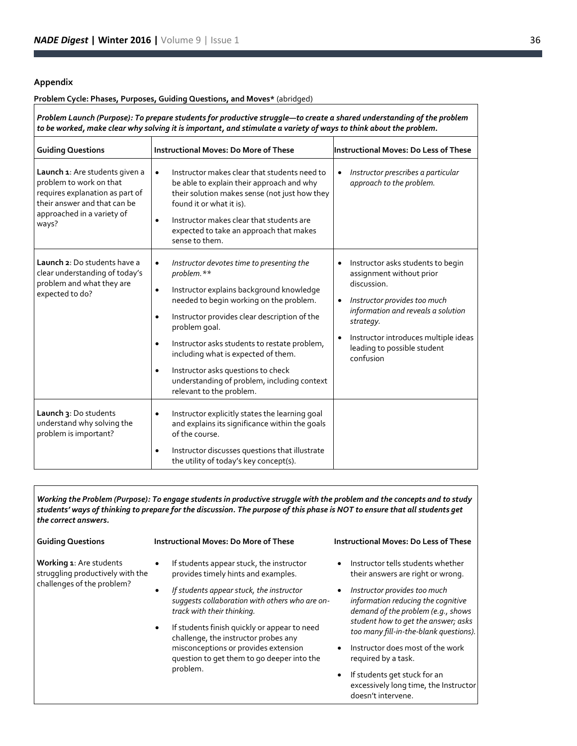## Appendix

**Problem Cycle: Phases, Purposes, Guiding Questions, and Moves*** (abridged)

| ***Problem Launch (Purpose): To prepare students for productive struggle—to create a shared understanding of the problem to be worked, make clear why solving it is important, and stimulate a variety of ways to think about the problem.*** | | |
|---|---|---|
| **Guiding Questions** | **Instructional Moves: Do More of These** | **Instructional Moves: Do Less of These** |
| **Launch 1**: Are students given a problem to work on that requires explanation as part of their answer and that can be approached in a variety of ways? | • Instructor makes clear that students need to be able to explain their approach and why their solution makes sense (not just how they found it or what it is).<br>• Instructor makes clear that students are expected to take an approach that makes sense to them. | • *Instructor prescribes a particular approach to the problem.* |
| **Launch 2**: Do students have a clear understanding of today's problem and what they are expected to do? | • *Instructor devotes time to presenting the problem.***<br>• Instructor explains background knowledge needed to begin working on the problem.<br>• Instructor provides clear description of the problem goal.<br>• Instructor asks students to restate problem, including what is expected of them.<br>• Instructor asks questions to check understanding of problem, including context relevant to the problem. | • Instructor asks students to begin assignment without prior discussion.<br>• *Instructor provides too much information and reveals a solution strategy.*<br>• Instructor introduces multiple ideas leading to possible student confusion |
| **Launch 3**: Do students understand why solving the problem is important? | • Instructor explicitly states the learning goal and explains its significance within the goals of the course.<br>• Instructor discusses questions that illustrate the utility of today's key concept(s). | |

| ***Working the Problem (Purpose): To engage students in productive struggle with the problem and the concepts and to study students' ways of thinking to prepare for the discussion. The purpose of this phase is NOT to ensure that all students get the correct answers.*** | | |
|---|---|---|
| **Guiding Questions** | **Instructional Moves: Do More of These** | **Instructional Moves: Do Less of These** |
| **Working 1**: Are students struggling productively with the challenges of the problem? | • If students appear stuck, the instructor provides timely hints and examples.<br>• *If students appear stuck, the instructor suggests collaboration with others who are on-track with their thinking.*<br>• If students finish quickly or appear to need challenge, the instructor probes any misconceptions or provides extension question to get them to go deeper into the problem. | • Instructor tells students whether their answers are right or wrong.<br>• *Instructor provides too much information reducing the cognitive demand of the problem (e.g., shows student how to get the answer; asks too many fill-in-the-blank questions).*<br>• Instructor does most of the work required by a task.<br>• If students get stuck for an excessively long time, the Instructor doesn't intervene. |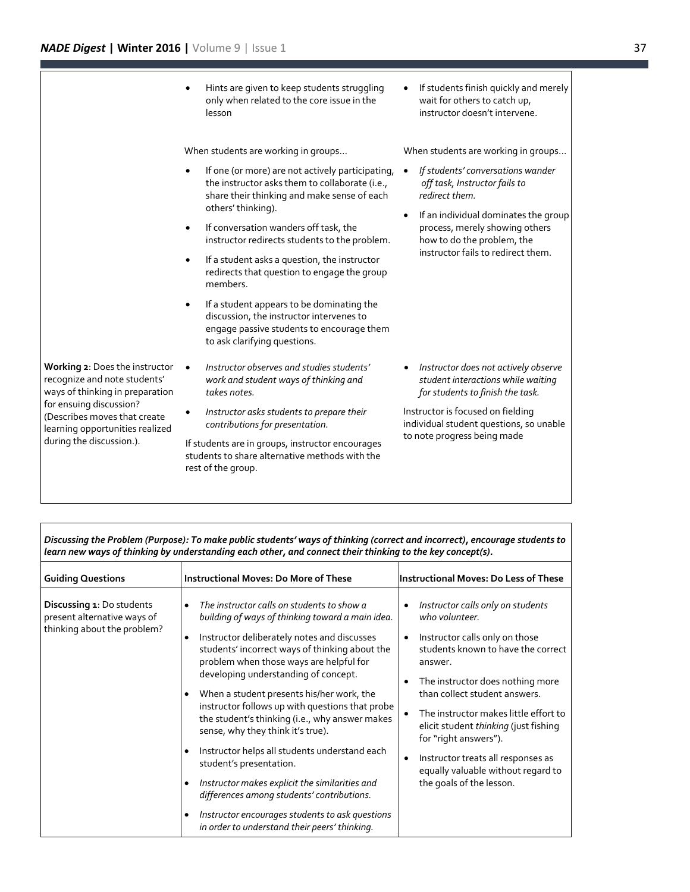| | | |
|---|---|---|
| | • Hints are given to keep students struggling only when related to the core issue in the lesson<br><br>When students are working in groups…<br>• If one (or more) are not actively participating, the instructor asks them to collaborate (i.e., share their thinking and make sense of each others' thinking).<br>• If conversation wanders off task, the instructor redirects students to the problem.<br>• If a student asks a question, the instructor redirects that question to engage the group members.<br>• If a student appears to be dominating the discussion, the instructor intervenes to engage passive students to encourage them to ask clarifying questions. | • If students finish quickly and merely wait for others to catch up, instructor doesn't intervene.<br><br>When students are working in groups…<br>• *If students' conversations wander off task, Instructor fails to redirect them.*<br>• If an individual dominates the group process, merely showing others how to do the problem, the instructor fails to redirect them. |
| **Working 2**: Does the instructor recognize and note students' ways of thinking in preparation for ensuing discussion? (Describes moves that create learning opportunities realized during the discussion.). | • *Instructor observes and studies students' work and student ways of thinking and takes notes.*<br>• *Instructor asks students to prepare their contributions for presentation.*<br><br>If students are in groups, instructor encourages students to share alternative methods with the rest of the group. | • *Instructor does not actively observe student interactions while waiting for students to finish the task.*<br><br>Instructor is focused on fielding individual student questions, so unable to note progress being made |

***Discussing the Problem (Purpose): To make public students' ways of thinking (correct and incorrect), encourage students to learn new ways of thinking by understanding each other, and connect their thinking to the key concept(s).***

| Guiding Questions | Instructional Moves: Do More of These | Instructional Moves: Do Less of These |
|---|---|---|
| **Discussing 1**: Do students present alternative ways of thinking about the problem? | • *The instructor calls on students to show a building of ways of thinking toward a main idea.*<br>• Instructor deliberately notes and discusses students' incorrect ways of thinking about the problem when those ways are helpful for developing understanding of concept.<br>• When a student presents his/her work, the instructor follows up with questions that probe the student's thinking (i.e., why answer makes sense, why they think it's true).<br>• Instructor helps all students understand each student's presentation.<br>• *Instructor makes explicit the similarities and differences among students' contributions.*<br>• *Instructor encourages students to ask questions in order to understand their peers' thinking.* | • *Instructor calls only on students who volunteer.*<br>• Instructor calls only on those students known to have the correct answer.<br>• The instructor does nothing more than collect student answers.<br>• The instructor makes little effort to elicit student *thinking* (just fishing for "right answers").<br>• Instructor treats all responses as equally valuable without regard to the goals of the lesson. |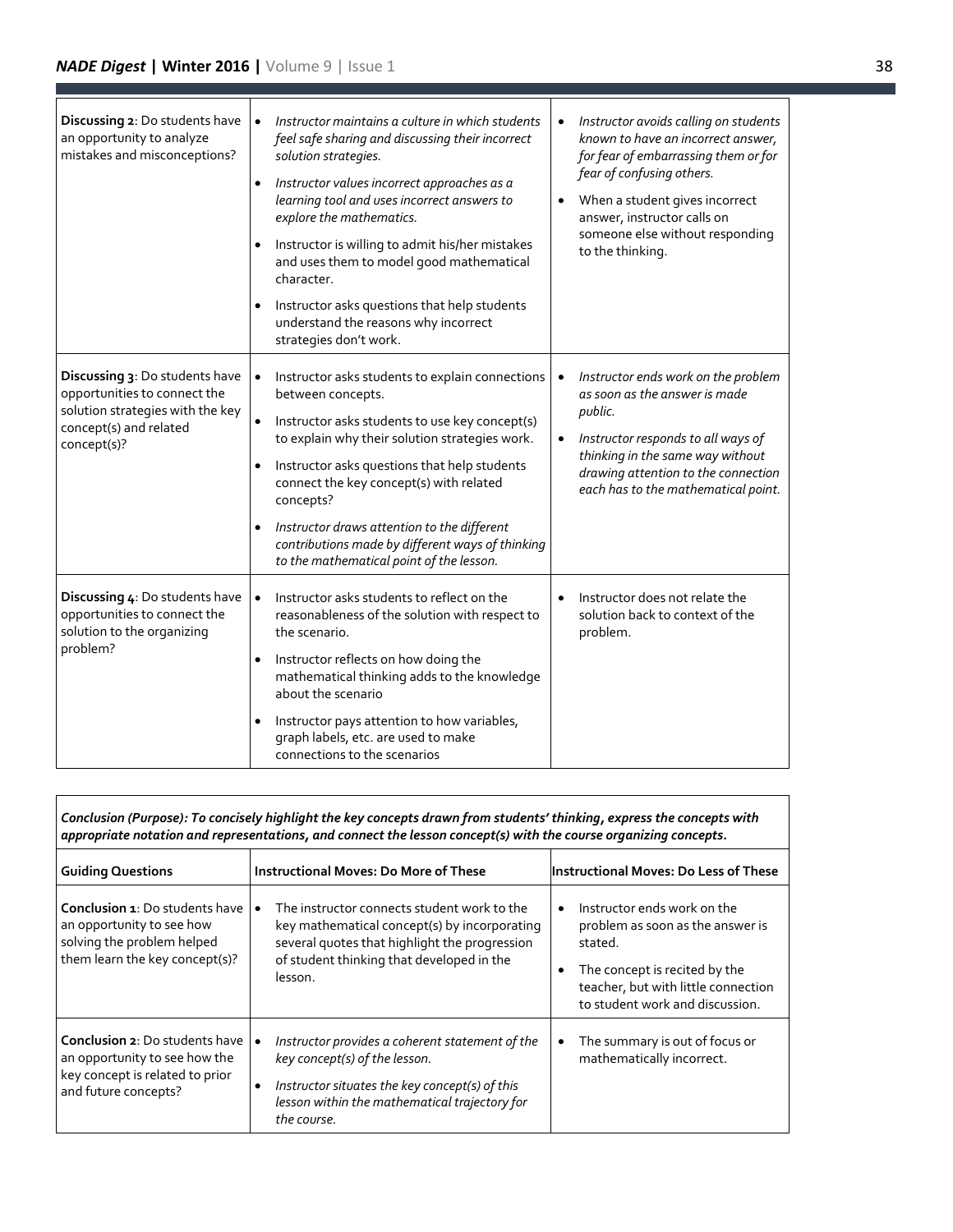| | | |
|---|---|---|
| **Discussing 2**: Do students have an opportunity to analyze mistakes and misconceptions? | • *Instructor maintains a culture in which students feel safe sharing and discussing their incorrect solution strategies.*<br>• *Instructor values incorrect approaches as a learning tool and uses incorrect answers to explore the mathematics.*<br>• Instructor is willing to admit his/her mistakes and uses them to model good mathematical character.<br>• Instructor asks questions that help students understand the reasons why incorrect strategies don't work. | • *Instructor avoids calling on students known to have an incorrect answer, for fear of embarrassing them or for fear of confusing others.*<br>• When a student gives incorrect answer, instructor calls on someone else without responding to the thinking. |
| **Discussing 3**: Do students have opportunities to connect the solution strategies with the key concept(s) and related concept(s)? | • Instructor asks students to explain connections between concepts.<br>• Instructor asks students to use key concept(s) to explain why their solution strategies work.<br>• Instructor asks questions that help students connect the key concept(s) with related concepts?<br>• *Instructor draws attention to the different contributions made by different ways of thinking to the mathematical point of the lesson.* | • *Instructor ends work on the problem as soon as the answer is made public.*<br>• *Instructor responds to all ways of thinking in the same way without drawing attention to the connection each has to the mathematical point.* |
| **Discussing 4**: Do students have opportunities to connect the solution to the organizing problem? | • Instructor asks students to reflect on the reasonableness of the solution with respect to the scenario.<br>• Instructor reflects on how doing the mathematical thinking adds to the knowledge about the scenario<br>• Instructor pays attention to how variables, graph labels, etc. are used to make connections to the scenarios | • Instructor does not relate the solution back to context of the problem. |

***Conclusion (Purpose): To concisely highlight the key concepts drawn from students' thinking, express the concepts with appropriate notation and representations, and connect the lesson concept(s) with the course organizing concepts.***

| **Guiding Questions** | **Instructional Moves: Do More of These** | **Instructional Moves: Do Less of These** |
|---|---|---|
| **Conclusion 1**: Do students have an opportunity to see how solving the problem helped them learn the key concept(s)? | • The instructor connects student work to the key mathematical concept(s) by incorporating several quotes that highlight the progression of student thinking that developed in the lesson. | • Instructor ends work on the problem as soon as the answer is stated.<br>• The concept is recited by the teacher, but with little connection to student work and discussion. |
| **Conclusion 2**: Do students have an opportunity to see how the key concept is related to prior and future concepts? | • *Instructor provides a coherent statement of the key concept(s) of the lesson.*<br>• *Instructor situates the key concept(s) of this lesson within the mathematical trajectory for the course.* | • The summary is out of focus or mathematically incorrect. |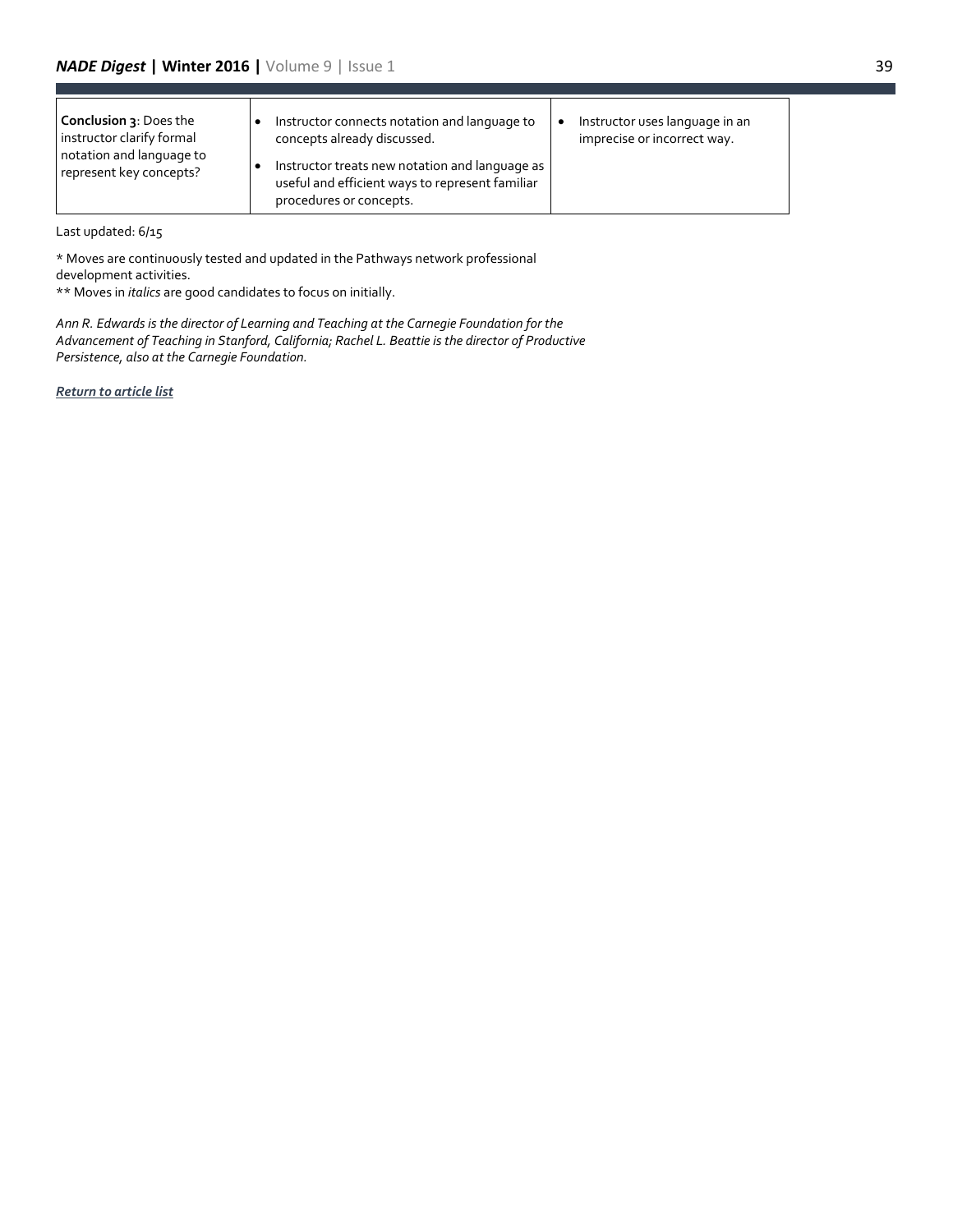| | | |
|---|---|---|
| **Conclusion 3**: Does the instructor clarify formal notation and language to represent key concepts? | • Instructor connects notation and language to concepts already discussed.<br>• Instructor treats new notation and language as useful and efficient ways to represent familiar procedures or concepts. | • Instructor uses language in an imprecise or incorrect way. |

Last updated: 6/15

* Moves are continuously tested and updated in the Pathways network professional development activities.
** Moves in *italics* are good candidates to focus on initially.

*Ann R. Edwards is the director of Learning and Teaching at the Carnegie Foundation for the Advancement of Teaching in Stanford, California; Rachel L. Beattie is the director of Productive Persistence, also at the Carnegie Foundation.*

***Return to article list***